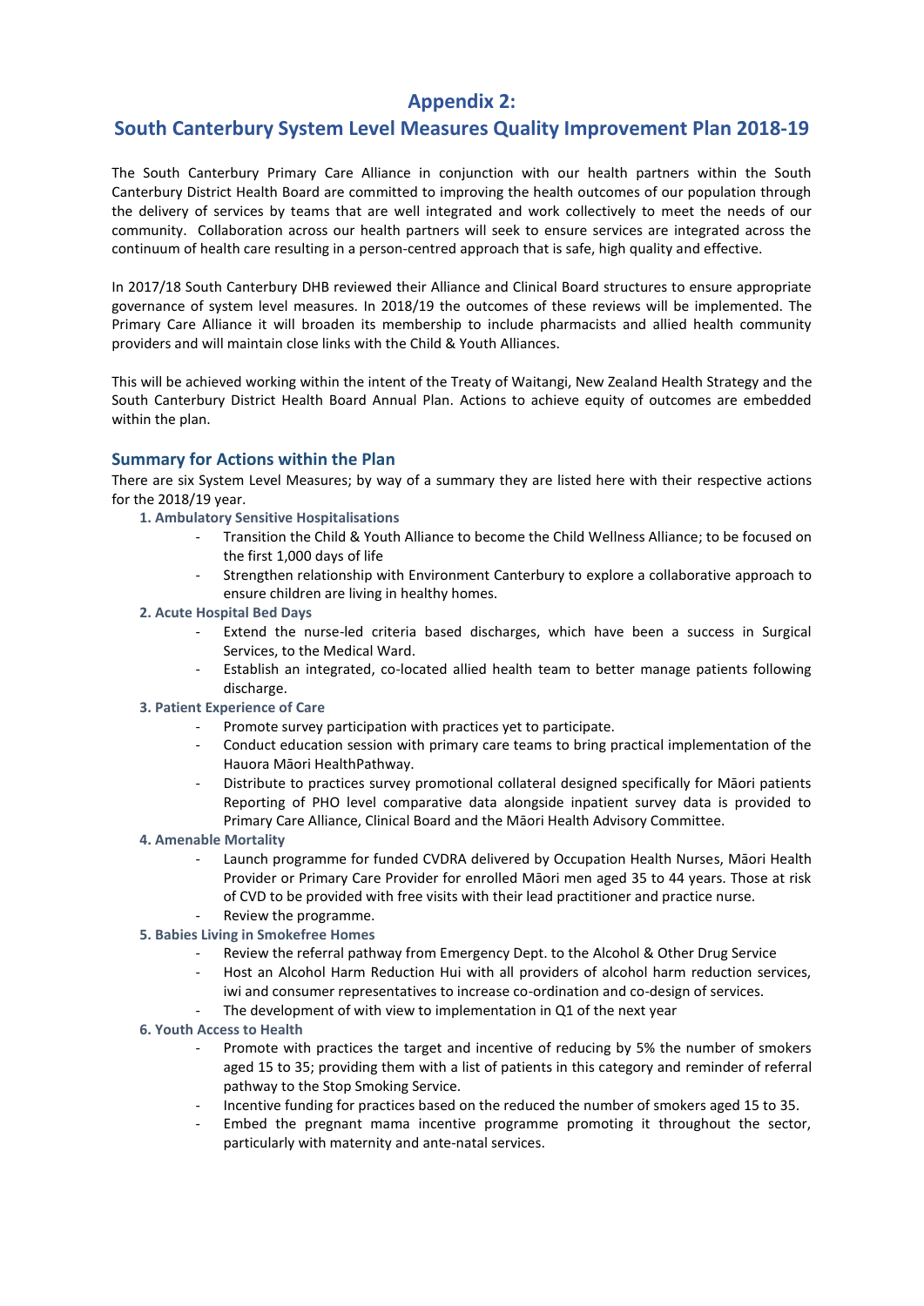# Appendix 2:

# South Canterbury System Level Measures Quality Improvement Plan 2018-19

The South Canterbury Primary Care Alliance in conjunction with our health partners within the South Canterbury District Health Board are committed to improving the health outcomes of our population through the delivery of services by teams that are well integrated and work collectively to meet the needs of our community. Collaboration across our health partners will seek to ensure services are integrated across the continuum of health care resulting in a person-centred approach that is safe, high quality and effective.

In 2017/18 South Canterbury DHB reviewed their Alliance and Clinical Board structures to ensure appropriate governance of system level measures. In 2018/19 the outcomes of these reviews will be implemented. The Primary Care Alliance it will broaden its membership to include pharmacists and allied health community providers and will maintain close links with the Child & Youth Alliances.

This will be achieved working within the intent of the Treaty of Waitangi, New Zealand Health Strategy and the South Canterbury District Health Board Annual Plan. Actions to achieve equity of outcomes are embedded within the plan.

## Summary for Actions within the Plan

There are six System Level Measures; by way of a summary they are listed here with their respective actions for the 2018/19 year.

### 1. Ambulatory Sensitive Hospitalisations

- Transition the Child & Youth Alliance to become the Child Wellness Alliance; to be focused on the first 1,000 days of life
- Strengthen relationship with Environment Canterbury to explore a collaborative approach to ensure children are living in healthy homes.

### 2. Acute Hospital Bed Days

- Extend the nurse-led criteria based discharges, which have been a success in Surgical Services, to the Medical Ward.
- Establish an integrated, co-located allied health team to better manage patients following discharge.

### 3. Patient Experience of Care

- Promote survey participation with practices yet to participate.
- Conduct education session with primary care teams to bring practical implementation of the Hauora Māori HealthPathway.
- Distribute to practices survey promotional collateral designed specifically for Māori patients Reporting of PHO level comparative data alongside inpatient survey data is provided to Primary Care Alliance, Clinical Board and the Māori Health Advisory Committee.

### 4. Amenable Mortality

- Launch programme for funded CVDRA delivered by Occupation Health Nurses, Māori Health Provider or Primary Care Provider for enrolled Māori men aged 35 to 44 years. Those at risk of CVD to be provided with free visits with their lead practitioner and practice nurse.
- Review the programme.

### 5. Babies Living in Smokefree Homes

- Review the referral pathway from Emergency Dept. to the Alcohol & Other Drug Service
- Host an Alcohol Harm Reduction Hui with all providers of alcohol harm reduction services, iwi and consumer representatives to increase co-ordination and co-design of services.
- The development of with view to implementation in Q1 of the next year

### 6. Youth Access to Health

- Promote with practices the target and incentive of reducing by 5% the number of smokers aged 15 to 35; providing them with a list of patients in this category and reminder of referral pathway to the Stop Smoking Service.
- Incentive funding for practices based on the reduced the number of smokers aged 15 to 35.
- Embed the pregnant mama incentive programme promoting it throughout the sector, particularly with maternity and ante-natal services.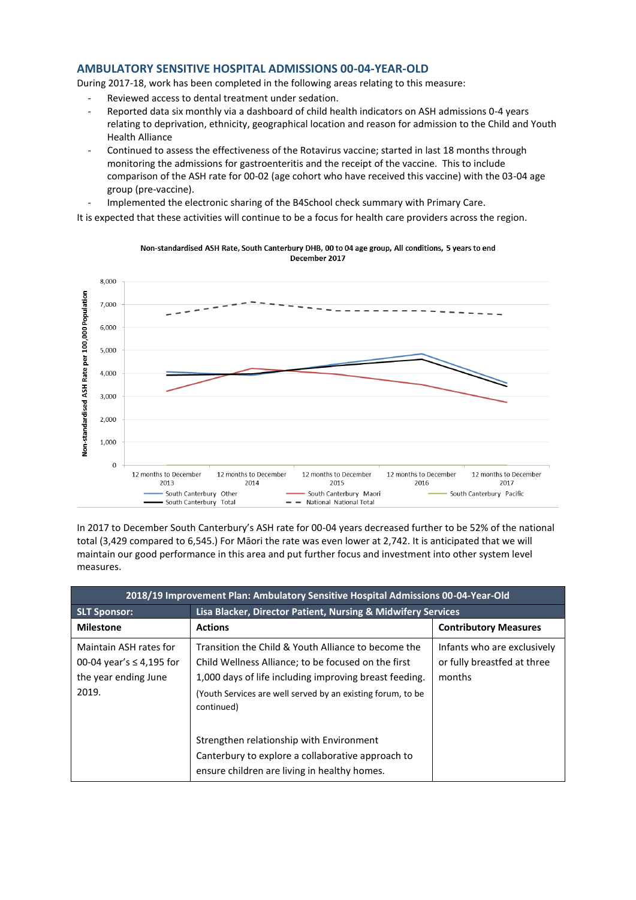## AMBULATORY SENSITIVE HOSPITAL ADMISSIONS 00-04-YEAR-OLD

During 2017-18, work has been completed in the following areas relating to this measure:

- Reviewed access to dental treatment under sedation.
- Reported data six monthly via a dashboard of child health indicators on ASH admissions 0-4 years relating to deprivation, ethnicity, geographical location and reason for admission to the Child and Youth Health Alliance
- Continued to assess the effectiveness of the Rotavirus vaccine; started in last 18 months through monitoring the admissions for gastroenteritis and the receipt of the vaccine. This to include comparison of the ASH rate for 00-02 (age cohort who have received this vaccine) with the 03-04 age group (pre-vaccine).
- Implemented the electronic sharing of the B4School check summary with Primary Care.

It is expected that these activities will continue to be a focus for health care providers across the region.

Non-standardised ASH Rate, South Canterbury DHB, 00 to 04 age group, All conditions, 5 years to end December 2017

In 2017 to December South Canterbury's ASH rate for 00-04 years decreased further to be 52% of the national total (3,429 compared to 6,545.) For Māori the rate was even lower at 2,742. It is anticipated that we will maintain our good performance in this area and put further focus and investment into other system level measures.

| 2018/19 Improvement Plan: Ambulatory Sensitive Hospital Admissions 00-04-Year-Old | | |
|---|---|---|
| **SLT Sponsor:** | **Lisa Blacker, Director Patient, Nursing & Midwifery Services** | |
| **Milestone** | **Actions** | **Contributory Measures** |
| Maintain ASH rates for 00-04 year's ≤ 4,195 for the year ending June 2019. | Transition the Child & Youth Alliance to become the Child Wellness Alliance; to be focused on the first 1,000 days of life including improving breast feeding. (Youth Services are well served by an existing forum, to be continued)<br><br>Strengthen relationship with Environment Canterbury to explore a collaborative approach to ensure children are living in healthy homes. | Infants who are exclusively or fully breastfed at three months |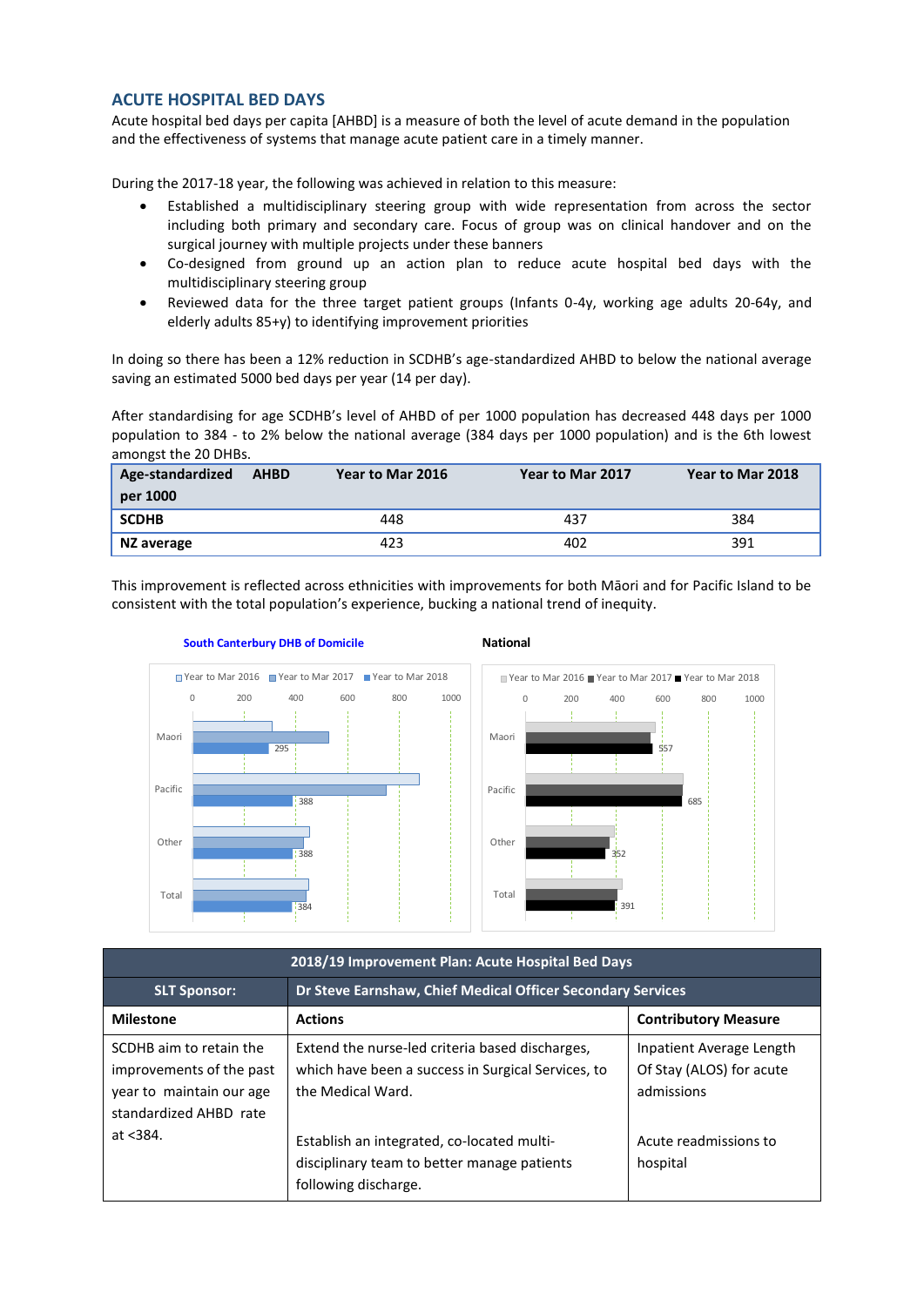## ACUTE HOSPITAL BED DAYS

Acute hospital bed days per capita [AHBD] is a measure of both the level of acute demand in the population and the effectiveness of systems that manage acute patient care in a timely manner.

During the 2017-18 year, the following was achieved in relation to this measure:

- Established a multidisciplinary steering group with wide representation from across the sector including both primary and secondary care. Focus of group was on clinical handover and on the surgical journey with multiple projects under these banners
- Co-designed from ground up an action plan to reduce acute hospital bed days with the multidisciplinary steering group
- Reviewed data for the three target patient groups (Infants 0-4y, working age adults 20-64y, and elderly adults 85+y) to identifying improvement priorities

In doing so there has been a 12% reduction in SCDHB's age-standardized AHBD to below the national average saving an estimated 5000 bed days per year (14 per day).

After standardising for age SCDHB's level of AHBD of per 1000 population has decreased 448 days per 1000 population to 384 - to 2% below the national average (384 days per 1000 population) and is the 6th lowest amongst the 20 DHBs.

| Age-standardized AHBD per 1000 | Year to Mar 2016 | Year to Mar 2017 | Year to Mar 2018 |
|---|---|---|---|
| **SCDHB** | 448 | 437 | 384 |
| **NZ average** | 423 | 402 | 391 |

This improvement is reflected across ethnicities with improvements for both Māori and for Pacific Island to be consistent with the total population's experience, bucking a national trend of inequity.

**South Canterbury DHB of Domicile**

| | Year to Mar 2016 | Year to Mar 2017 | Year to Mar 2018 |
|---|---|---|---|
| Maori | | | 295 |
| Pacific | | | 388 |
| Other | | | 388 |
| Total | | | 384 |

**National**

| | Year to Mar 2016 | Year to Mar 2017 | Year to Mar 2018 |
|---|---|---|---|
| Maori | | | 557 |
| Pacific | | | 685 |
| Other | | | 352 |
| Total | | | 391 |

| 2018/19 Improvement Plan: Acute Hospital Bed Days | | |
|---|---|---|
| **SLT Sponsor:** | **Dr Steve Earnshaw, Chief Medical Officer Secondary Services** | |
| **Milestone** | **Actions** | **Contributory Measure** |
| SCDHB aim to retain the improvements of the past year to maintain our age standardized AHBD rate at <384. | Extend the nurse-led criteria based discharges, which have been a success in Surgical Services, to the Medical Ward. | Inpatient Average Length Of Stay (ALOS) for acute admissions |
| | Establish an integrated, co-located multi-disciplinary team to better manage patients following discharge. | Acute readmissions to hospital |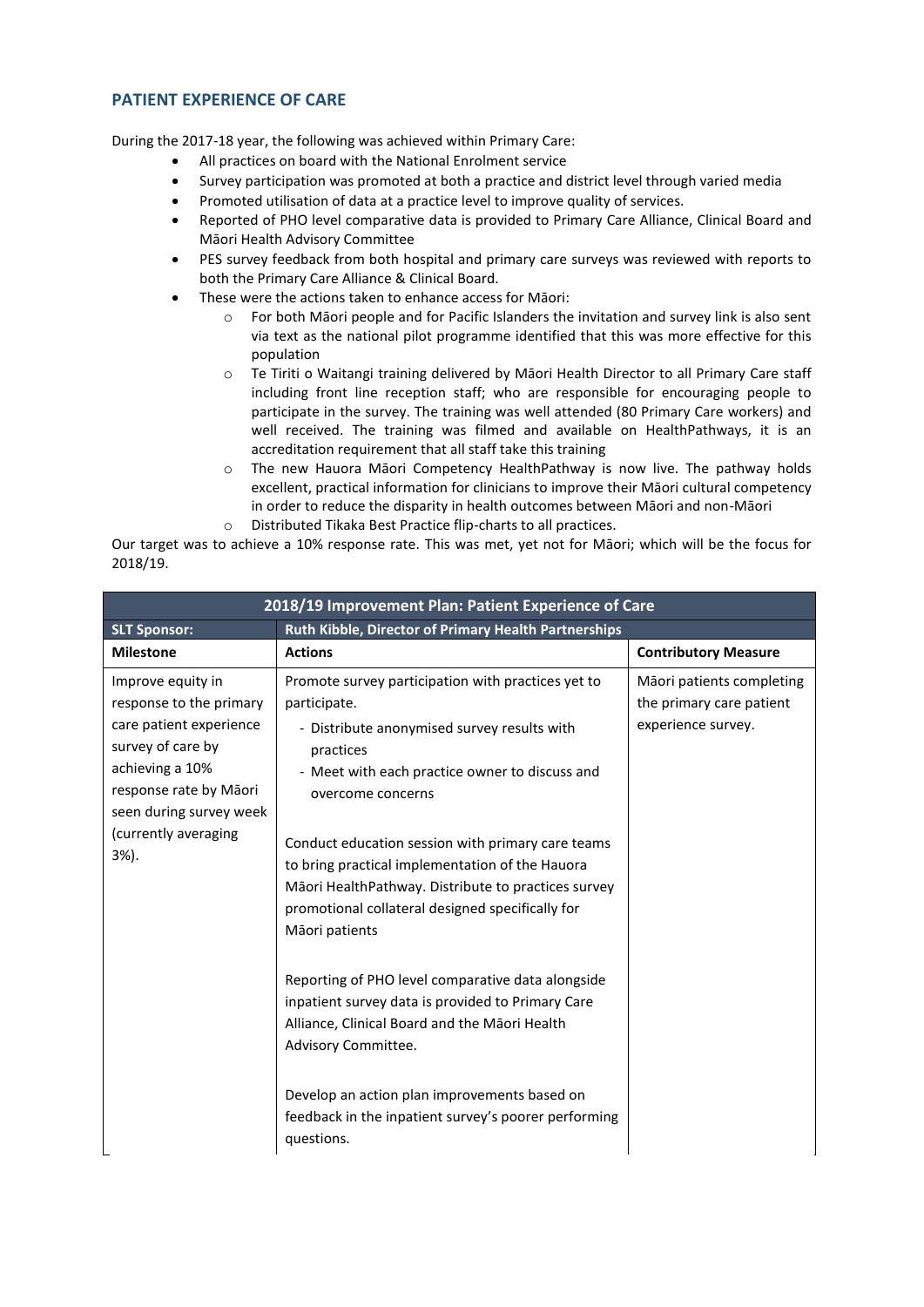## PATIENT EXPERIENCE OF CARE

During the 2017-18 year, the following was achieved within Primary Care:

- All practices on board with the National Enrolment service
- Survey participation was promoted at both a practice and district level through varied media
- Promoted utilisation of data at a practice level to improve quality of services.
- Reported of PHO level comparative data is provided to Primary Care Alliance, Clinical Board and Māori Health Advisory Committee
- PES survey feedback from both hospital and primary care surveys was reviewed with reports to both the Primary Care Alliance & Clinical Board.
- These were the actions taken to enhance access for Māori:
    - For both Māori people and for Pacific Islanders the invitation and survey link is also sent via text as the national pilot programme identified that this was more effective for this population
    - Te Tiriti o Waitangi training delivered by Māori Health Director to all Primary Care staff including front line reception staff; who are responsible for encouraging people to participate in the survey. The training was well attended (80 Primary Care workers) and well received. The training was filmed and available on HealthPathways, it is an accreditation requirement that all staff take this training
    - The new Hauora Māori Competency HealthPathway is now live. The pathway holds excellent, practical information for clinicians to improve their Māori cultural competency in order to reduce the disparity in health outcomes between Māori and non-Māori
    - Distributed Tikaka Best Practice flip-charts to all practices.

Our target was to achieve a 10% response rate. This was met, yet not for Māori; which will be the focus for 2018/19.

| 2018/19 Improvement Plan: Patient Experience of Care | | |
|---|---|---|
| **SLT Sponsor:** | **Ruth Kibble, Director of Primary Health Partnerships** | |
| **Milestone** | **Actions** | **Contributory Measure** |
| Improve equity in response to the primary care patient experience survey of care by achieving a 10% response rate by Māori seen during survey week (currently averaging 3%). | Promote survey participation with practices yet to participate.<br>- Distribute anonymised survey results with practices<br>- Meet with each practice owner to discuss and overcome concerns<br><br>Conduct education session with primary care teams to bring practical implementation of the Hauora Māori HealthPathway. Distribute to practices survey promotional collateral designed specifically for Māori patients<br><br>Reporting of PHO level comparative data alongside inpatient survey data is provided to Primary Care Alliance, Clinical Board and the Māori Health Advisory Committee.<br><br>Develop an action plan improvements based on feedback in the inpatient survey's poorer performing questions. | Māori patients completing the primary care patient experience survey. |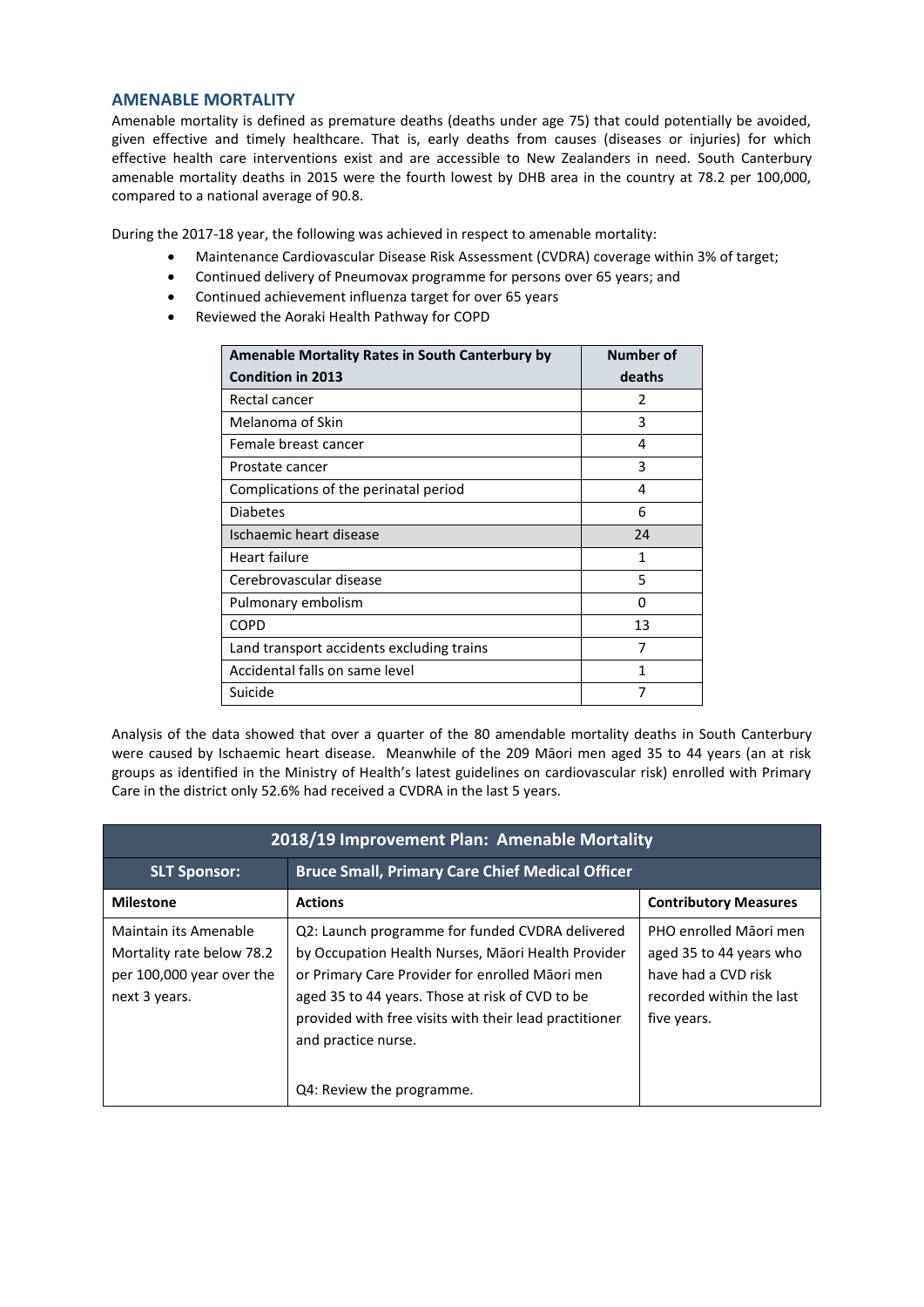## AMENABLE MORTALITY

Amenable mortality is defined as premature deaths (deaths under age 75) that could potentially be avoided, given effective and timely healthcare. That is, early deaths from causes (diseases or injuries) for which effective health care interventions exist and are accessible to New Zealanders in need. South Canterbury amenable mortality deaths in 2015 were the fourth lowest by DHB area in the country at 78.2 per 100,000, compared to a national average of 90.8.

During the 2017-18 year, the following was achieved in respect to amenable mortality:

- Maintenance Cardiovascular Disease Risk Assessment (CVDRA) coverage within 3% of target;
- Continued delivery of Pneumovax programme for persons over 65 years; and
- Continued achievement influenza target for over 65 years
- Reviewed the Aoraki Health Pathway for COPD

| Amenable Mortality Rates in South Canterbury by Condition in 2013 | Number of deaths |
|---|---|
| Rectal cancer | 2 |
| Melanoma of Skin | 3 |
| Female breast cancer | 4 |
| Prostate cancer | 3 |
| Complications of the perinatal period | 4 |
| Diabetes | 6 |
| Ischaemic heart disease | 24 |
| Heart failure | 1 |
| Cerebrovascular disease | 5 |
| Pulmonary embolism | 0 |
| COPD | 13 |
| Land transport accidents excluding trains | 7 |
| Accidental falls on same level | 1 |
| Suicide | 7 |

Analysis of the data showed that over a quarter of the 80 amendable mortality deaths in South Canterbury were caused by Ischaemic heart disease. Meanwhile of the 209 Māori men aged 35 to 44 years (an at risk groups as identified in the Ministry of Health's latest guidelines on cardiovascular risk) enrolled with Primary Care in the district only 52.6% had received a CVDRA in the last 5 years.

| 2018/19 Improvement Plan: Amenable Mortality | | |
|---|---|---|
| **SLT Sponsor:** | **Bruce Small, Primary Care Chief Medical Officer** | |
| **Milestone** | **Actions** | **Contributory Measures** |
| Maintain its Amenable Mortality rate below 78.2 per 100,000 year over the next 3 years. | Q2: Launch programme for funded CVDRA delivered by Occupation Health Nurses, Māori Health Provider or Primary Care Provider for enrolled Māori men aged 35 to 44 years. Those at risk of CVD to be provided with free visits with their lead practitioner and practice nurse.<br><br>Q4: Review the programme. | PHO enrolled Māori men aged 35 to 44 years who have had a CVD risk recorded within the last five years. |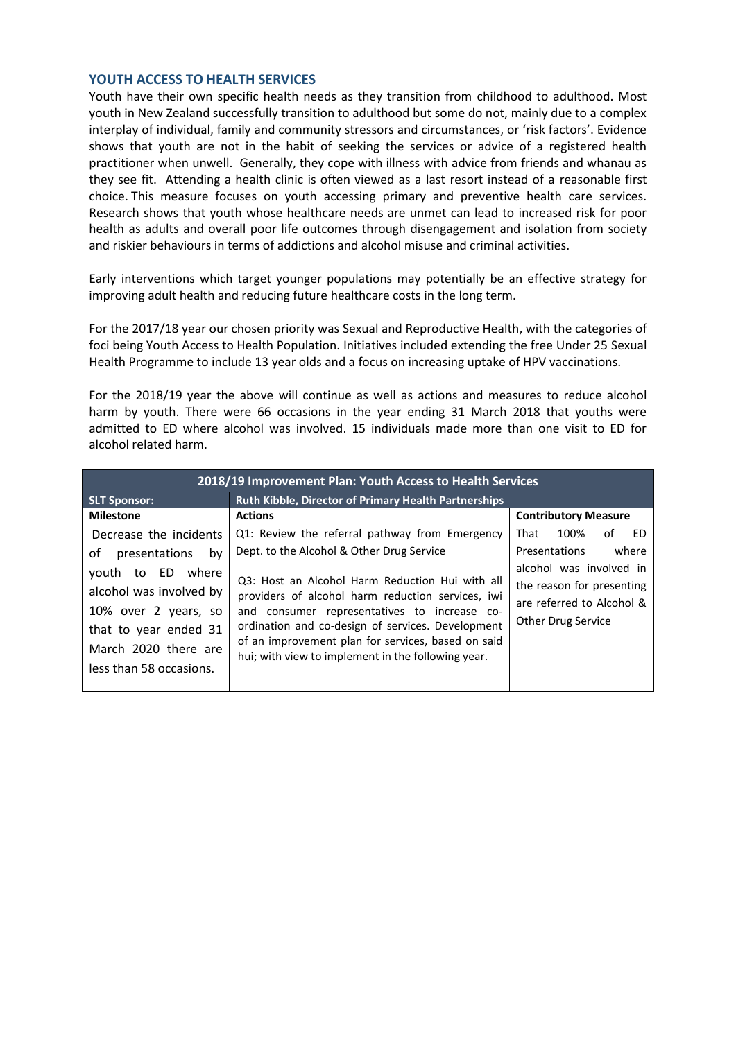## YOUTH ACCESS TO HEALTH SERVICES

Youth have their own specific health needs as they transition from childhood to adulthood. Most youth in New Zealand successfully transition to adulthood but some do not, mainly due to a complex interplay of individual, family and community stressors and circumstances, or 'risk factors'. Evidence shows that youth are not in the habit of seeking the services or advice of a registered health practitioner when unwell. Generally, they cope with illness with advice from friends and whanau as they see fit. Attending a health clinic is often viewed as a last resort instead of a reasonable first choice. This measure focuses on youth accessing primary and preventive health care services. Research shows that youth whose healthcare needs are unmet can lead to increased risk for poor health as adults and overall poor life outcomes through disengagement and isolation from society and riskier behaviours in terms of addictions and alcohol misuse and criminal activities.

Early interventions which target younger populations may potentially be an effective strategy for improving adult health and reducing future healthcare costs in the long term.

For the 2017/18 year our chosen priority was Sexual and Reproductive Health, with the categories of foci being Youth Access to Health Population. Initiatives included extending the free Under 25 Sexual Health Programme to include 13 year olds and a focus on increasing uptake of HPV vaccinations.

For the 2018/19 year the above will continue as well as actions and measures to reduce alcohol harm by youth. There were 66 occasions in the year ending 31 March 2018 that youths were admitted to ED where alcohol was involved. 15 individuals made more than one visit to ED for alcohol related harm.

| 2018/19 Improvement Plan: Youth Access to Health Services | | |
|---|---|---|
| **SLT Sponsor:** | **Ruth Kibble, Director of Primary Health Partnerships** | |
| **Milestone** | **Actions** | **Contributory Measure** |
| Decrease the incidents of presentations by youth to ED where alcohol was involved by 10% over 2 years, so that to year ended 31 March 2020 there are less than 58 occasions. | Q1: Review the referral pathway from Emergency Dept. to the Alcohol & Other Drug Service<br><br>Q3: Host an Alcohol Harm Reduction Hui with all providers of alcohol harm reduction services, iwi and consumer representatives to increase co-ordination and co-design of services. Development of an improvement plan for services, based on said hui; with view to implement in the following year. | That 100% of ED Presentations where alcohol was involved in the reason for presenting are referred to Alcohol & Other Drug Service |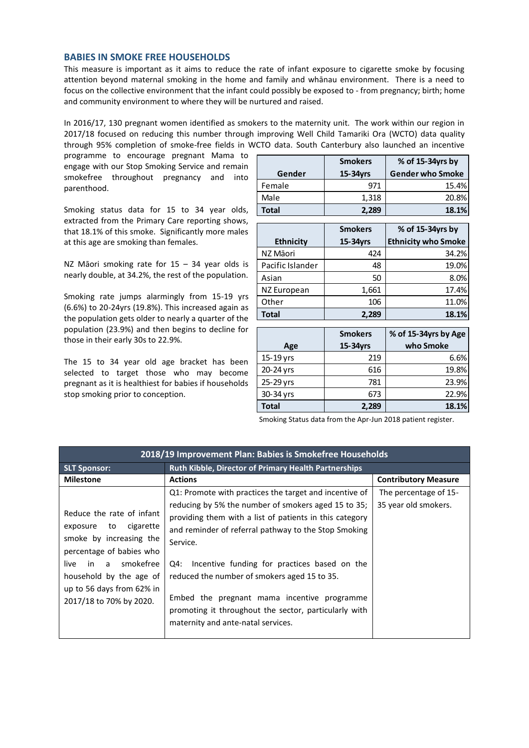## BABIES IN SMOKE FREE HOUSEHOLDS

This measure is important as it aims to reduce the rate of infant exposure to cigarette smoke by focusing attention beyond maternal smoking in the home and family and whānau environment. There is a need to focus on the collective environment that the infant could possibly be exposed to - from pregnancy; birth; home and community environment to where they will be nurtured and raised.

In 2016/17, 130 pregnant women identified as smokers to the maternity unit. The work within our region in 2017/18 focused on reducing this number through improving Well Child Tamariki Ora (WCTO) data quality through 95% completion of smoke-free fields in WCTO data. South Canterbury also launched an incentive programme to encourage pregnant Mama to engage with our Stop Smoking Service and remain smokefree throughout pregnancy and into parenthood.

Smoking status data for 15 to 34 year olds, extracted from the Primary Care reporting shows, that 18.1% of this smoke. Significantly more males at this age are smoking than females.

NZ Māori smoking rate for 15 – 34 year olds is nearly double, at 34.2%, the rest of the population.

Smoking rate jumps alarmingly from 15-19 yrs (6.6%) to 20-24yrs (19.8%). This increased again as the population gets older to nearly a quarter of the population (23.9%) and then begins to decline for those in their early 30s to 22.9%.

The 15 to 34 year old age bracket has been selected to target those who may become pregnant as it is healthiest for babies if households stop smoking prior to conception.

| Gender | Smokers 15-34yrs | % of 15-34yrs by Gender who Smoke |
|---|---|---|
| Female | 971 | 15.4% |
| Male | 1,318 | 20.8% |
| **Total** | **2,289** | **18.1%** |

| Ethnicity | Smokers 15-34yrs | % of 15-34yrs by Ethnicity who Smoke |
|---|---|---|
| NZ Māori | 424 | 34.2% |
| Pacific Islander | 48 | 19.0% |
| Asian | 50 | 8.0% |
| NZ European | 1,661 | 17.4% |
| Other | 106 | 11.0% |
| **Total** | **2,289** | **18.1%** |

| Age | Smokers 15-34yrs | % of 15-34yrs by Age who Smoke |
|---|---|---|
| 15-19 yrs | 219 | 6.6% |
| 20-24 yrs | 616 | 19.8% |
| 25-29 yrs | 781 | 23.9% |
| 30-34 yrs | 673 | 22.9% |
| **Total** | **2,289** | **18.1%** |

Smoking Status data from the Apr-Jun 2018 patient register.

| 2018/19 Improvement Plan: Babies is Smokefree Households | | |
|---|---|---|
| **SLT Sponsor:** | **Ruth Kibble, Director of Primary Health Partnerships** | |
| **Milestone** | **Actions** | **Contributory Measure** |
| Reduce the rate of infant exposure to cigarette smoke by increasing the percentage of babies who live in a smokefree household by the age of up to 56 days from 62% in 2017/18 to 70% by 2020. | Q1: Promote with practices the target and incentive of reducing by 5% the number of smokers aged 15 to 35; providing them with a list of patients in this category and reminder of referral pathway to the Stop Smoking Service.<br><br>Q4: Incentive funding for practices based on the reduced the number of smokers aged 15 to 35.<br><br>Embed the pregnant mama incentive programme promoting it throughout the sector, particularly with maternity and ante-natal services. | The percentage of 15-35 year old smokers. |